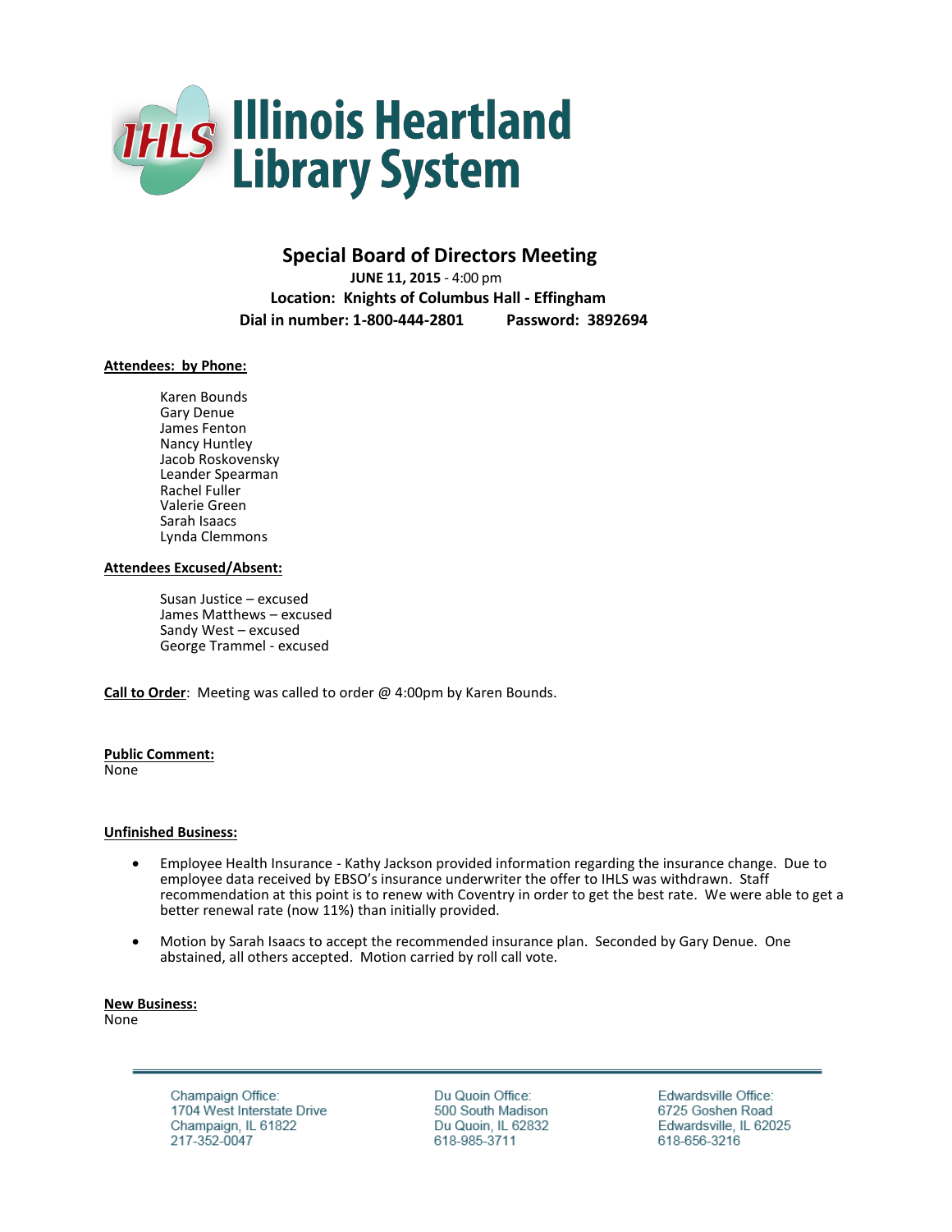# Illinois Heartland Library System

## Special Board of Directors Meeting

**JUNE 11, 2015** - 4:00 pm
**Location: Knights of Columbus Hall - Effingham**
**Dial in number: 1-800-444-2801 Password: 3892694**

**Attendees: by Phone:**

Karen Bounds
Gary Denue
James Fenton
Nancy Huntley
Jacob Roskovensky
Leander Spearman
Rachel Fuller
Valerie Green
Sarah Isaacs
Lynda Clemmons

**Attendees Excused/Absent:**

Susan Justice – excused
James Matthews – excused
Sandy West – excused
George Trammel - excused

**Call to Order**: Meeting was called to order @ 4:00pm by Karen Bounds.

**Public Comment:**
None

**Unfinished Business:**

- Employee Health Insurance - Kathy Jackson provided information regarding the insurance change. Due to employee data received by EBSO's insurance underwriter the offer to IHLS was withdrawn. Staff recommendation at this point is to renew with Coventry in order to get the best rate. We were able to get a better renewal rate (now 11%) than initially provided.
- Motion by Sarah Isaacs to accept the recommended insurance plan. Seconded by Gary Denue. One abstained, all others accepted. Motion carried by roll call vote.

**New Business:**
None

Champaign Office:
1704 West Interstate Drive
Champaign, IL 61822
217-352-0047

Du Quoin Office:
500 South Madison
Du Quoin, IL 62832
618-985-3711

Edwardsville Office:
6725 Goshen Road
Edwardsville, IL 62025
618-656-3216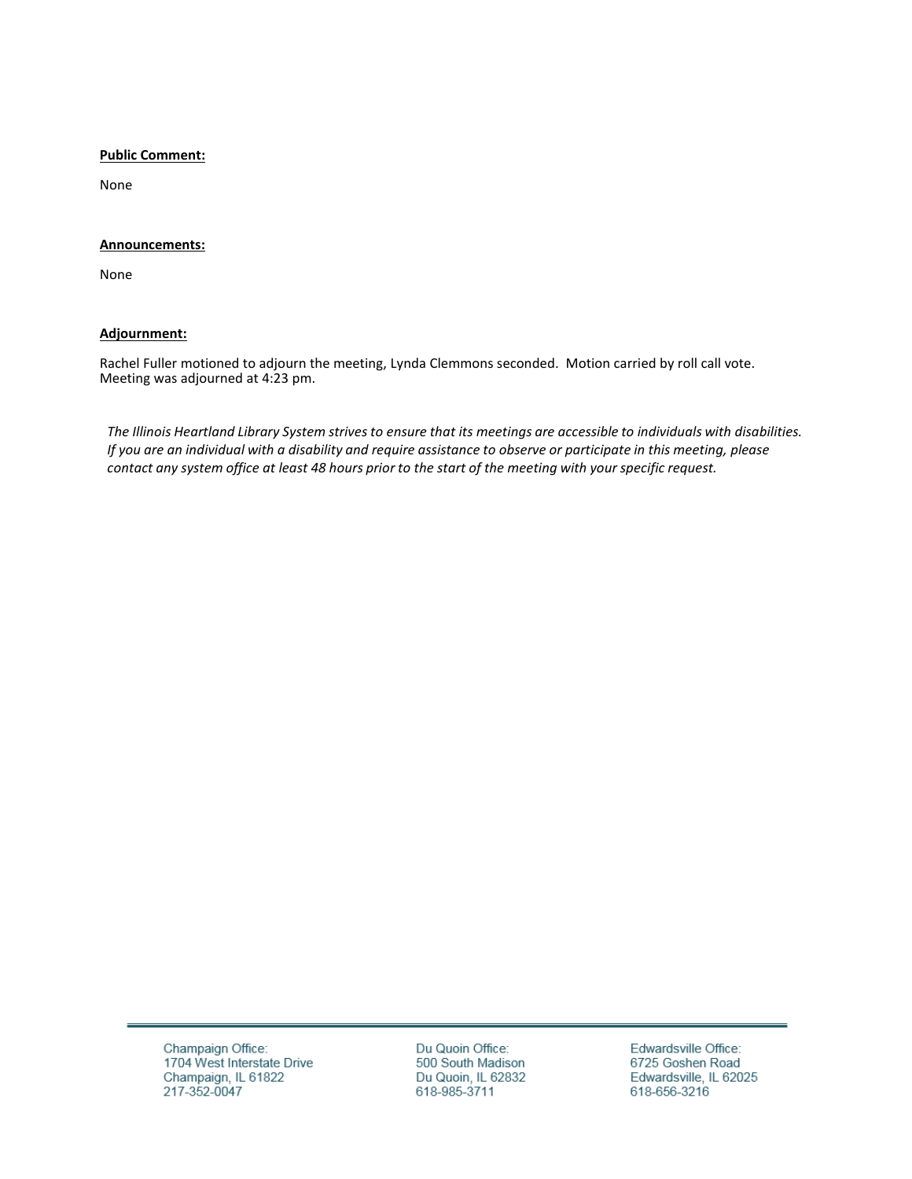**Public Comment:**

None

**Announcements:**

None

**Adjournment:**

Rachel Fuller motioned to adjourn the meeting, Lynda Clemmons seconded. Motion carried by roll call vote. Meeting was adjourned at 4:23 pm.

*The Illinois Heartland Library System strives to ensure that its meetings are accessible to individuals with disabilities. If you are an individual with a disability and require assistance to observe or participate in this meeting, please contact any system office at least 48 hours prior to the start of the meeting with your specific request.*

Champaign Office:
1704 West Interstate Drive
Champaign, IL 61822
217-352-0047

Du Quoin Office:
500 South Madison
Du Quoin, IL 62832
618-985-3711

Edwardsville Office:
6725 Goshen Road
Edwardsville, IL 62025
618-656-3216